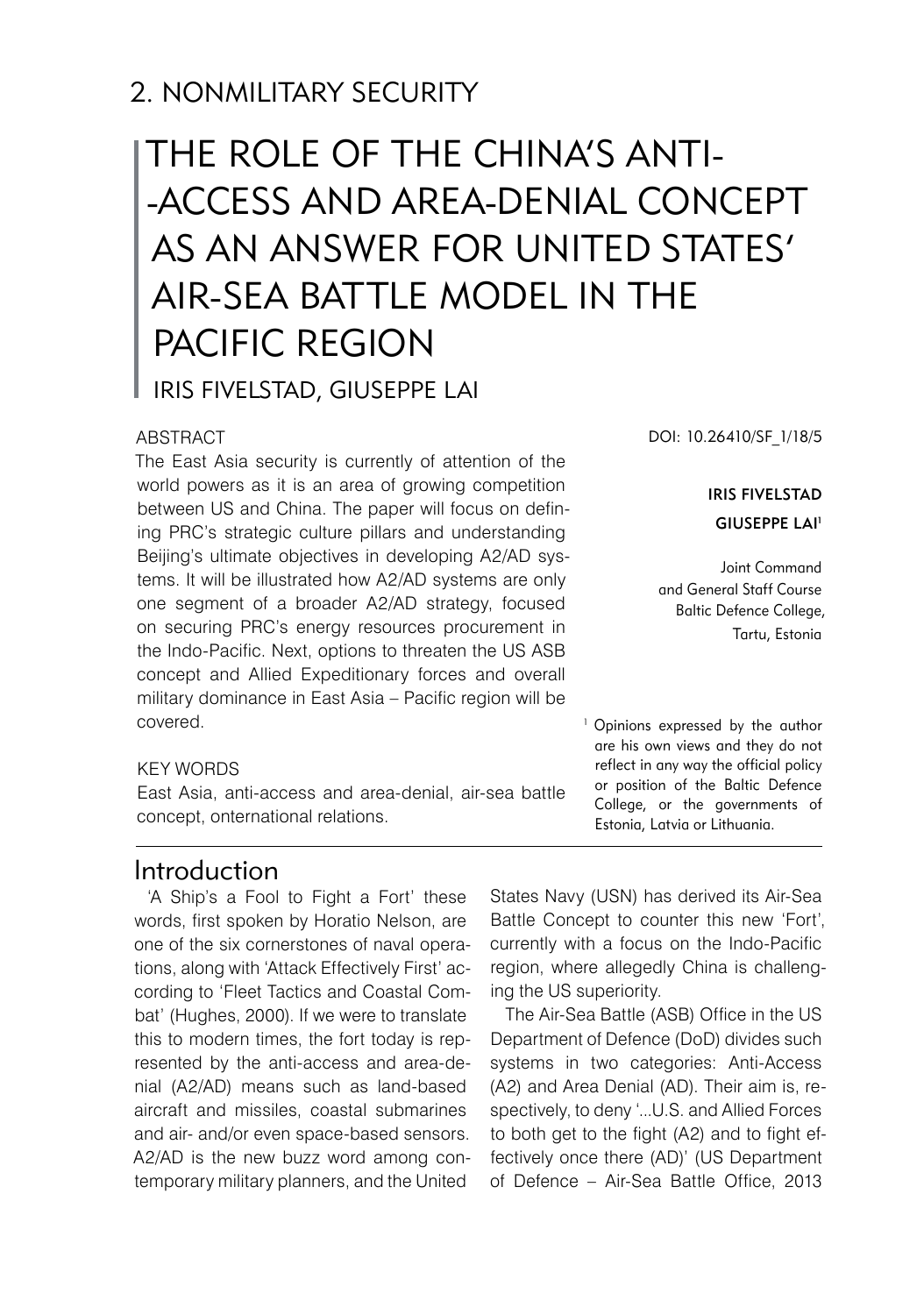## 2. NONMILITARY SECURITY

# THE ROLE OF THE CHINA'S ANTI--ACCESS AND AREA-DENIAL CONCEPT AS AN ANSWER FOR UNITED STATES' AIR-SEA BATTLE MODEL IN THE PACIFIC REGION

IRIS FIVELSTAD, GIUSEPPE LAI

DOI: 10.26410/SF_1/18/5

**IRIS FIVELSTAD**

**GIUSEPPE LAI**[1]

Joint Command and General Staff Course
Baltic Defence College,
Tartu, Estonia

### ABSTRACT

The East Asia security is currently of attention of the world powers as it is an area of growing competition between US and China. The paper will focus on defining PRC's strategic culture pillars and understanding Beijing's ultimate objectives in developing A2/AD systems. It will be illustrated how A2/AD systems are only one segment of a broader A2/AD strategy, focused on securing PRC's energy resources procurement in the Indo-Pacific. Next, options to threaten the US ASB concept and Allied Expeditionary forces and overall military dominance in East Asia – Pacific region will be covered.

### KEY WORDS

East Asia, anti-access and area-denial, air-sea battle concept, onternational relations.

[1] Opinions expressed by the author are his own views and they do not reflect in any way the official policy or position of the Baltic Defence College, or the governments of Estonia, Latvia or Lithuania.

## Introduction

'A Ship's a Fool to Fight a Fort' these words, first spoken by Horatio Nelson, are one of the six cornerstones of naval operations, along with 'Attack Effectively First' according to 'Fleet Tactics and Coastal Combat' (Hughes, 2000). If we were to translate this to modern times, the fort today is represented by the anti-access and area-denial (A2/AD) means such as land-based aircraft and missiles, coastal submarines and air- and/or even space-based sensors. A2/AD is the new buzz word among contemporary military planners, and the United States Navy (USN) has derived its Air-Sea Battle Concept to counter this new 'Fort', currently with a focus on the Indo-Pacific region, where allegedly China is challenging the US superiority.

The Air-Sea Battle (ASB) Office in the US Department of Defence (DoD) divides such systems in two categories: Anti-Access (A2) and Area Denial (AD). Their aim is, respectively, to deny '...U.S. and Allied Forces to both get to the fight (A2) and to fight effectively once there (AD)' (US Department of Defence – Air-Sea Battle Office, 2013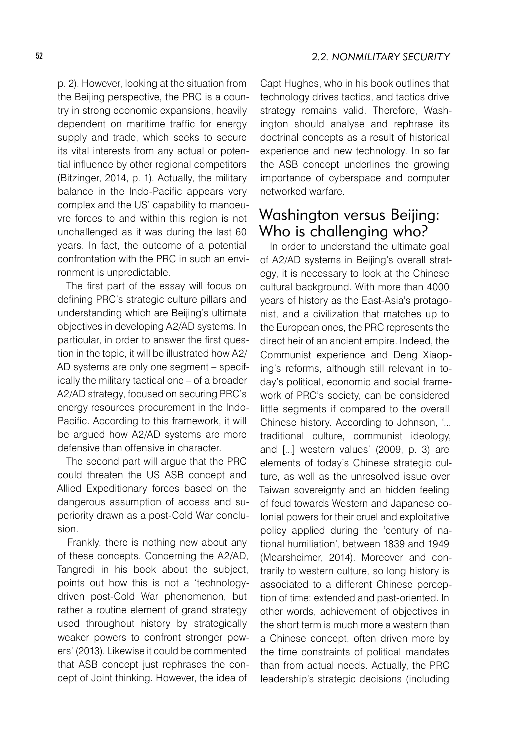p. 2). However, looking at the situation from the Beijing perspective, the PRC is a country in strong economic expansions, heavily dependent on maritime traffic for energy supply and trade, which seeks to secure its vital interests from any actual or potential influence by other regional competitors (Bitzinger, 2014, p. 1). Actually, the military balance in the Indo-Pacific appears very complex and the US' capability to manoeuvre forces to and within this region is not unchallenged as it was during the last 60 years. In fact, the outcome of a potential confrontation with the PRC in such an environment is unpredictable.

The first part of the essay will focus on defining PRC's strategic culture pillars and understanding which are Beijing's ultimate objectives in developing A2/AD systems. In particular, in order to answer the first question in the topic, it will be illustrated how A2/AD systems are only one segment – specifically the military tactical one – of a broader A2/AD strategy, focused on securing PRC's energy resources procurement in the Indo-Pacific. According to this framework, it will be argued how A2/AD systems are more defensive than offensive in character.

The second part will argue that the PRC could threaten the US ASB concept and Allied Expeditionary forces based on the dangerous assumption of access and superiority drawn as a post-Cold War conclusion.

Frankly, there is nothing new about any of these concepts. Concerning the A2/AD, Tangredi in his book about the subject, points out how this is not a 'technology-driven post-Cold War phenomenon, but rather a routine element of grand strategy used throughout history by strategically weaker powers to confront stronger powers' (2013). Likewise it could be commented that ASB concept just rephrases the concept of Joint thinking. However, the idea of Capt Hughes, who in his book outlines that technology drives tactics, and tactics drive strategy remains valid. Therefore, Washington should analyse and rephrase its doctrinal concepts as a result of historical experience and new technology. In so far the ASB concept underlines the growing importance of cyberspace and computer networked warfare.

## Washington versus Beijing: Who is challenging who?

In order to understand the ultimate goal of A2/AD systems in Beijing's overall strategy, it is necessary to look at the Chinese cultural background. With more than 4000 years of history as the East-Asia's protagonist, and a civilization that matches up to the European ones, the PRC represents the direct heir of an ancient empire. Indeed, the Communist experience and Deng Xiaoping's reforms, although still relevant in today's political, economic and social framework of PRC's society, can be considered little segments if compared to the overall Chinese history. According to Johnson, '... traditional culture, communist ideology, and [...] western values' (2009, p. 3) are elements of today's Chinese strategic culture, as well as the unresolved issue over Taiwan sovereignty and an hidden feeling of feud towards Western and Japanese colonial powers for their cruel and exploitative policy applied during the 'century of national humiliation', between 1839 and 1949 (Mearsheimer, 2014). Moreover and contrarily to western culture, so long history is associated to a different Chinese perception of time: extended and past-oriented. In other words, achievement of objectives in the short term is much more a western than a Chinese concept, often driven more by the time constraints of political mandates than from actual needs. Actually, the PRC leadership's strategic decisions (including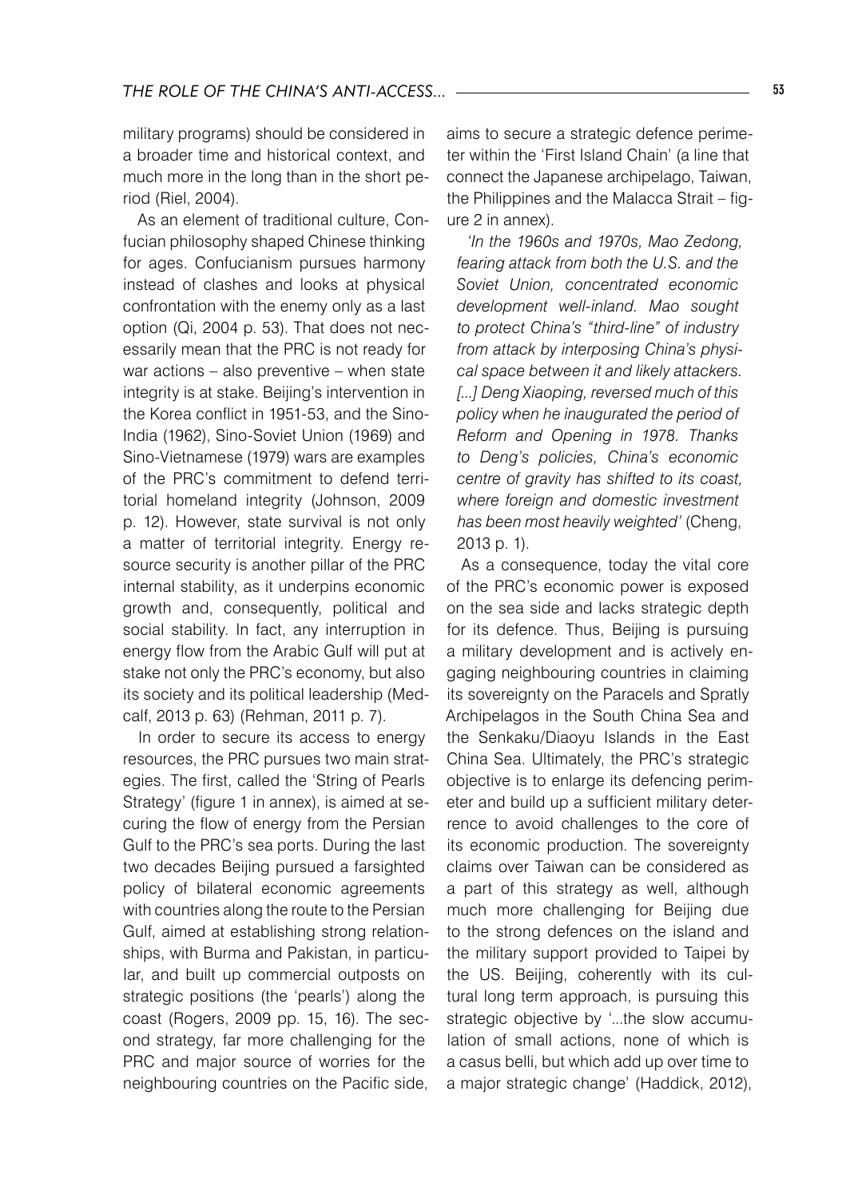military programs) should be considered in a broader time and historical context, and much more in the long than in the short period (Riel, 2004).

As an element of traditional culture, Confucian philosophy shaped Chinese thinking for ages. Confucianism pursues harmony instead of clashes and looks at physical confrontation with the enemy only as a last option (Qi, 2004 p. 53). That does not necessarily mean that the PRC is not ready for war actions – also preventive – when state integrity is at stake. Beijing's intervention in the Korea conflict in 1951-53, and the Sino-India (1962), Sino-Soviet Union (1969) and Sino-Vietnamese (1979) wars are examples of the PRC's commitment to defend territorial homeland integrity (Johnson, 2009 p. 12). However, state survival is not only a matter of territorial integrity. Energy resource security is another pillar of the PRC internal stability, as it underpins economic growth and, consequently, political and social stability. In fact, any interruption in energy flow from the Arabic Gulf will put at stake not only the PRC's economy, but also its society and its political leadership (Medcalf, 2013 p. 63) (Rehman, 2011 p. 7).

In order to secure its access to energy resources, the PRC pursues two main strategies. The first, called the 'String of Pearls Strategy' (figure 1 in annex), is aimed at securing the flow of energy from the Persian Gulf to the PRC's sea ports. During the last two decades Beijing pursued a farsighted policy of bilateral economic agreements with countries along the route to the Persian Gulf, aimed at establishing strong relationships, with Burma and Pakistan, in particular, and built up commercial outposts on strategic positions (the 'pearls') along the coast (Rogers, 2009 pp. 15, 16). The second strategy, far more challenging for the PRC and major source of worries for the neighbouring countries on the Pacific side, aims to secure a strategic defence perimeter within the 'First Island Chain' (a line that connect the Japanese archipelago, Taiwan, the Philippines and the Malacca Strait – figure 2 in annex).

*'In the 1960s and 1970s, Mao Zedong, fearing attack from both the U.S. and the Soviet Union, concentrated economic development well-inland. Mao sought to protect China's "third-line" of industry from attack by interposing China's physical space between it and likely attackers. [...] Deng Xiaoping, reversed much of this policy when he inaugurated the period of Reform and Opening in 1978. Thanks to Deng's policies, China's economic centre of gravity has shifted to its coast, where foreign and domestic investment has been most heavily weighted'* (Cheng, 2013 p. 1).

As a consequence, today the vital core of the PRC's economic power is exposed on the sea side and lacks strategic depth for its defence. Thus, Beijing is pursuing a military development and is actively engaging neighbouring countries in claiming its sovereignty on the Paracels and Spratly Archipelagos in the South China Sea and the Senkaku/Diaoyu Islands in the East China Sea. Ultimately, the PRC's strategic objective is to enlarge its defencing perimeter and build up a sufficient military deterrence to avoid challenges to the core of its economic production. The sovereignty claims over Taiwan can be considered as a part of this strategy as well, although much more challenging for Beijing due to the strong defences on the island and the military support provided to Taipei by the US. Beijing, coherently with its cultural long term approach, is pursuing this strategic objective by '...the slow accumulation of small actions, none of which is a casus belli, but which add up over time to a major strategic change' (Haddick, 2012),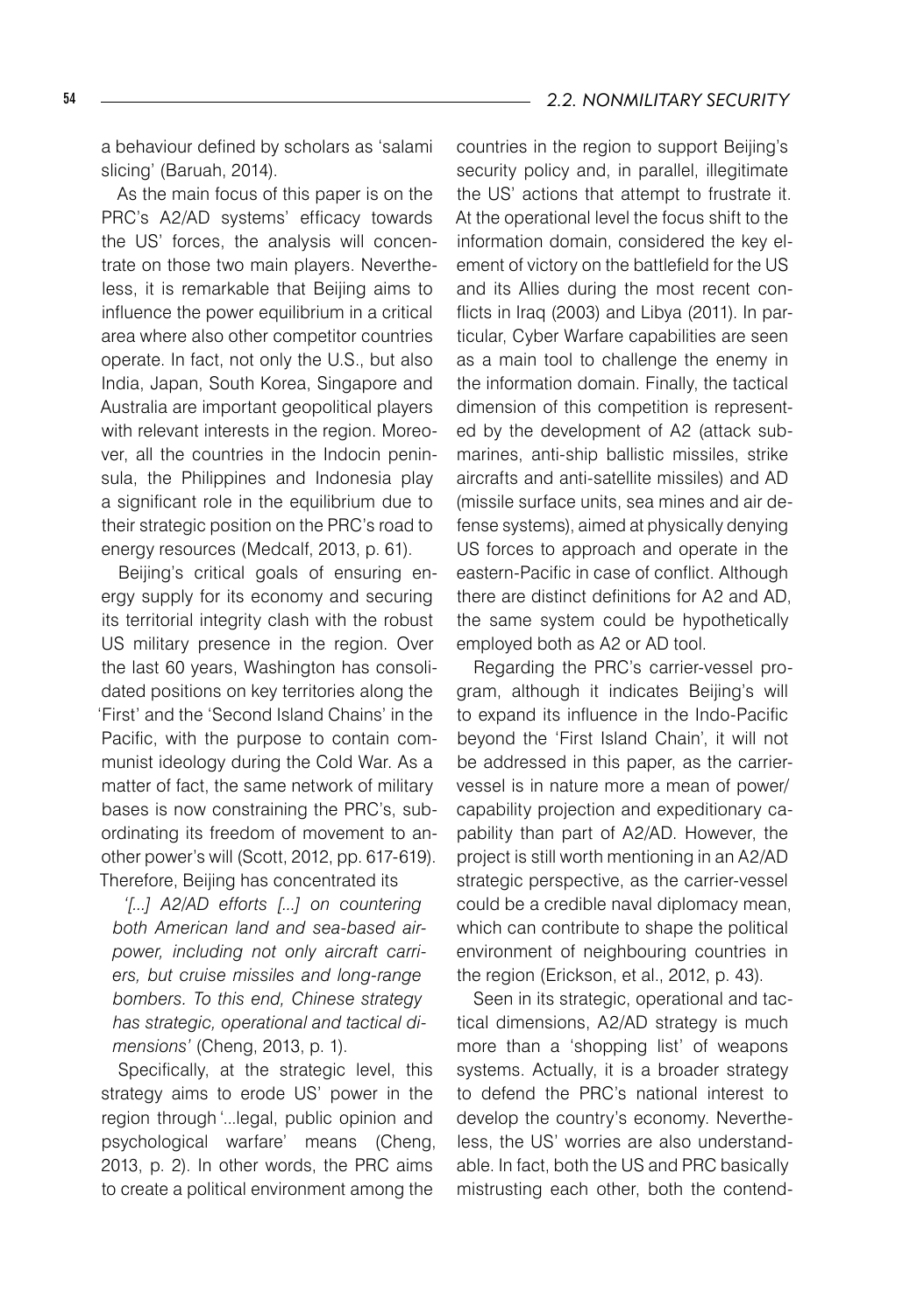a behaviour defined by scholars as 'salami slicing' (Baruah, 2014).

As the main focus of this paper is on the PRC's A2/AD systems' efficacy towards the US' forces, the analysis will concentrate on those two main players. Nevertheless, it is remarkable that Beijing aims to influence the power equilibrium in a critical area where also other competitor countries operate. In fact, not only the U.S., but also India, Japan, South Korea, Singapore and Australia are important geopolitical players with relevant interests in the region. Moreover, all the countries in the Indocin peninsula, the Philippines and Indonesia play a significant role in the equilibrium due to their strategic position on the PRC's road to energy resources (Medcalf, 2013, p. 61).

Beijing's critical goals of ensuring energy supply for its economy and securing its territorial integrity clash with the robust US military presence in the region. Over the last 60 years, Washington has consolidated positions on key territories along the 'First' and the 'Second Island Chains' in the Pacific, with the purpose to contain communist ideology during the Cold War. As a matter of fact, the same network of military bases is now constraining the PRC's, subordinating its freedom of movement to another power's will (Scott, 2012, pp. 617-619). Therefore, Beijing has concentrated its

> *'[...] A2/AD efforts [...] on countering both American land and sea-based airpower, including not only aircraft carriers, but cruise missiles and long-range bombers. To this end, Chinese strategy has strategic, operational and tactical dimensions'* (Cheng, 2013, p. 1).

Specifically, at the strategic level, this strategy aims to erode US' power in the region through '...legal, public opinion and psychological warfare' means (Cheng, 2013, p. 2). In other words, the PRC aims to create a political environment among the countries in the region to support Beijing's security policy and, in parallel, illegitimate the US' actions that attempt to frustrate it. At the operational level the focus shift to the information domain, considered the key element of victory on the battlefield for the US and its Allies during the most recent conflicts in Iraq (2003) and Libya (2011). In particular, Cyber Warfare capabilities are seen as a main tool to challenge the enemy in the information domain. Finally, the tactical dimension of this competition is represented by the development of A2 (attack submarines, anti-ship ballistic missiles, strike aircrafts and anti-satellite missiles) and AD (missile surface units, sea mines and air defense systems), aimed at physically denying US forces to approach and operate in the eastern-Pacific in case of conflict. Although there are distinct definitions for A2 and AD, the same system could be hypothetically employed both as A2 or AD tool.

Regarding the PRC's carrier-vessel program, although it indicates Beijing's will to expand its influence in the Indo-Pacific beyond the 'First Island Chain', it will not be addressed in this paper, as the carrier-vessel is in nature more a mean of power/capability projection and expeditionary capability than part of A2/AD. However, the project is still worth mentioning in an A2/AD strategic perspective, as the carrier-vessel could be a credible naval diplomacy mean, which can contribute to shape the political environment of neighbouring countries in the region (Erickson, et al., 2012, p. 43).

Seen in its strategic, operational and tactical dimensions, A2/AD strategy is much more than a 'shopping list' of weapons systems. Actually, it is a broader strategy to defend the PRC's national interest to develop the country's economy. Nevertheless, the US' worries are also understandable. In fact, both the US and PRC basically mistrusting each other, both the contend-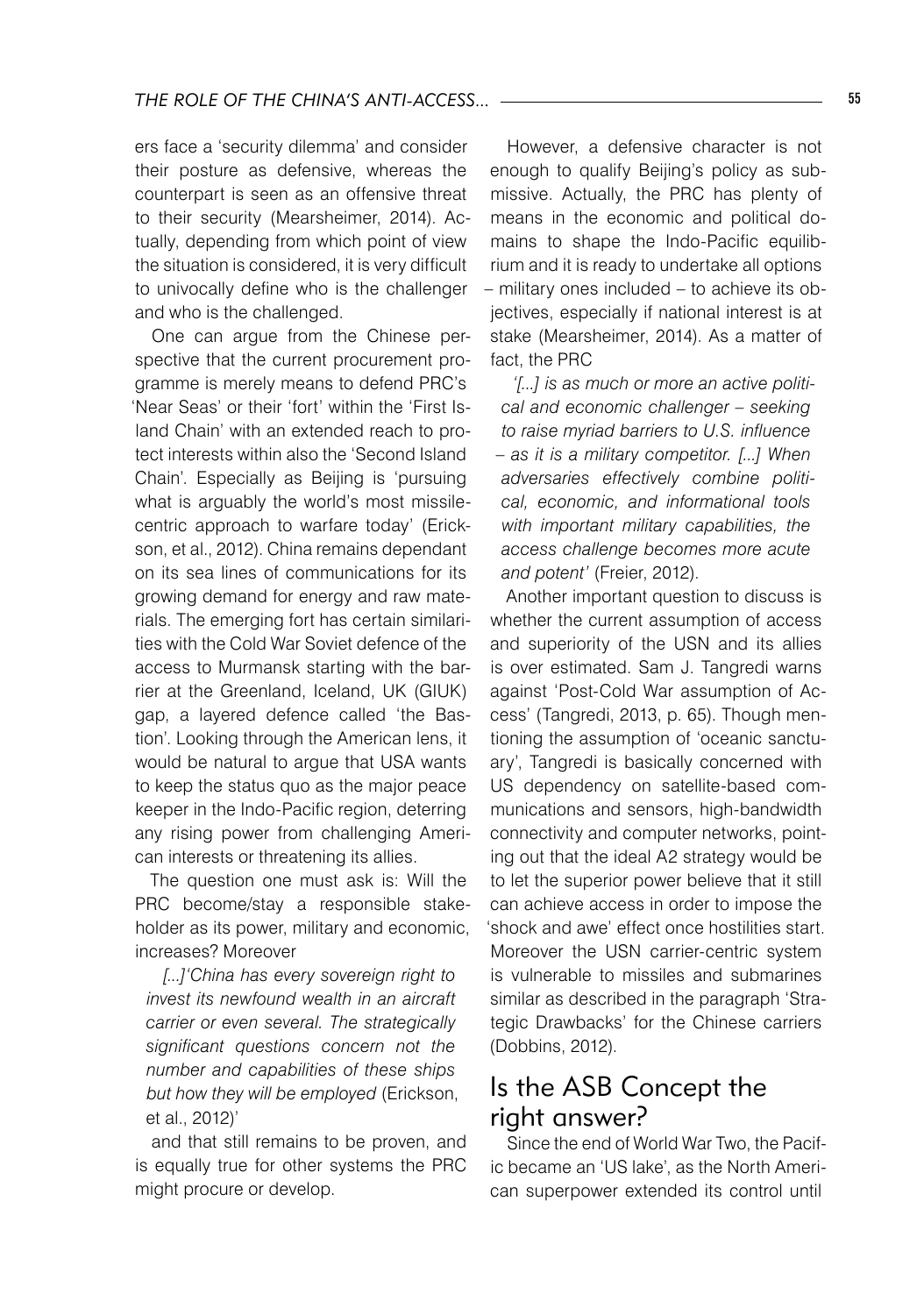ers face a 'security dilemma' and consider their posture as defensive, whereas the counterpart is seen as an offensive threat to their security (Mearsheimer, 2014). Actually, depending from which point of view the situation is considered, it is very difficult to univocally define who is the challenger and who is the challenged.

One can argue from the Chinese perspective that the current procurement programme is merely means to defend PRC's 'Near Seas' or their 'fort' within the 'First Island Chain' with an extended reach to protect interests within also the 'Second Island Chain'. Especially as Beijing is 'pursuing what is arguably the world's most missile-centric approach to warfare today' (Erickson, et al., 2012). China remains dependant on its sea lines of communications for its growing demand for energy and raw materials. The emerging fort has certain similarities with the Cold War Soviet defence of the access to Murmansk starting with the barrier at the Greenland, Iceland, UK (GIUK) gap, a layered defence called 'the Bastion'. Looking through the American lens, it would be natural to argue that USA wants to keep the status quo as the major peace keeper in the Indo-Pacific region, deterring any rising power from challenging American interests or threatening its allies.

The question one must ask is: Will the PRC become/stay a responsible stakeholder as its power, military and economic, increases? Moreover

> *[...]'China has every sovereign right to invest its newfound wealth in an aircraft carrier or even several. The strategically significant questions concern not the number and capabilities of these ships but how they will be employed* (Erickson, et al., 2012)'

and that still remains to be proven, and is equally true for other systems the PRC might procure or develop.

However, a defensive character is not enough to qualify Beijing's policy as submissive. Actually, the PRC has plenty of means in the economic and political domains to shape the Indo-Pacific equilibrium and it is ready to undertake all options – military ones included – to achieve its objectives, especially if national interest is at stake (Mearsheimer, 2014). As a matter of fact, the PRC

> *'[...] is as much or more an active political and economic challenger – seeking to raise myriad barriers to U.S. influence – as it is a military competitor. [...] When adversaries effectively combine political, economic, and informational tools with important military capabilities, the access challenge becomes more acute and potent'* (Freier, 2012).

Another important question to discuss is whether the current assumption of access and superiority of the USN and its allies is over estimated. Sam J. Tangredi warns against 'Post-Cold War assumption of Access' (Tangredi, 2013, p. 65). Though mentioning the assumption of 'oceanic sanctuary', Tangredi is basically concerned with US dependency on satellite-based communications and sensors, high-bandwidth connectivity and computer networks, pointing out that the ideal A2 strategy would be to let the superior power believe that it still can achieve access in order to impose the 'shock and awe' effect once hostilities start. Moreover the USN carrier-centric system is vulnerable to missiles and submarines similar as described in the paragraph 'Strategic Drawbacks' for the Chinese carriers (Dobbins, 2012).

## Is the ASB Concept the right answer?

Since the end of World War Two, the Pacific became an 'US lake', as the North American superpower extended its control until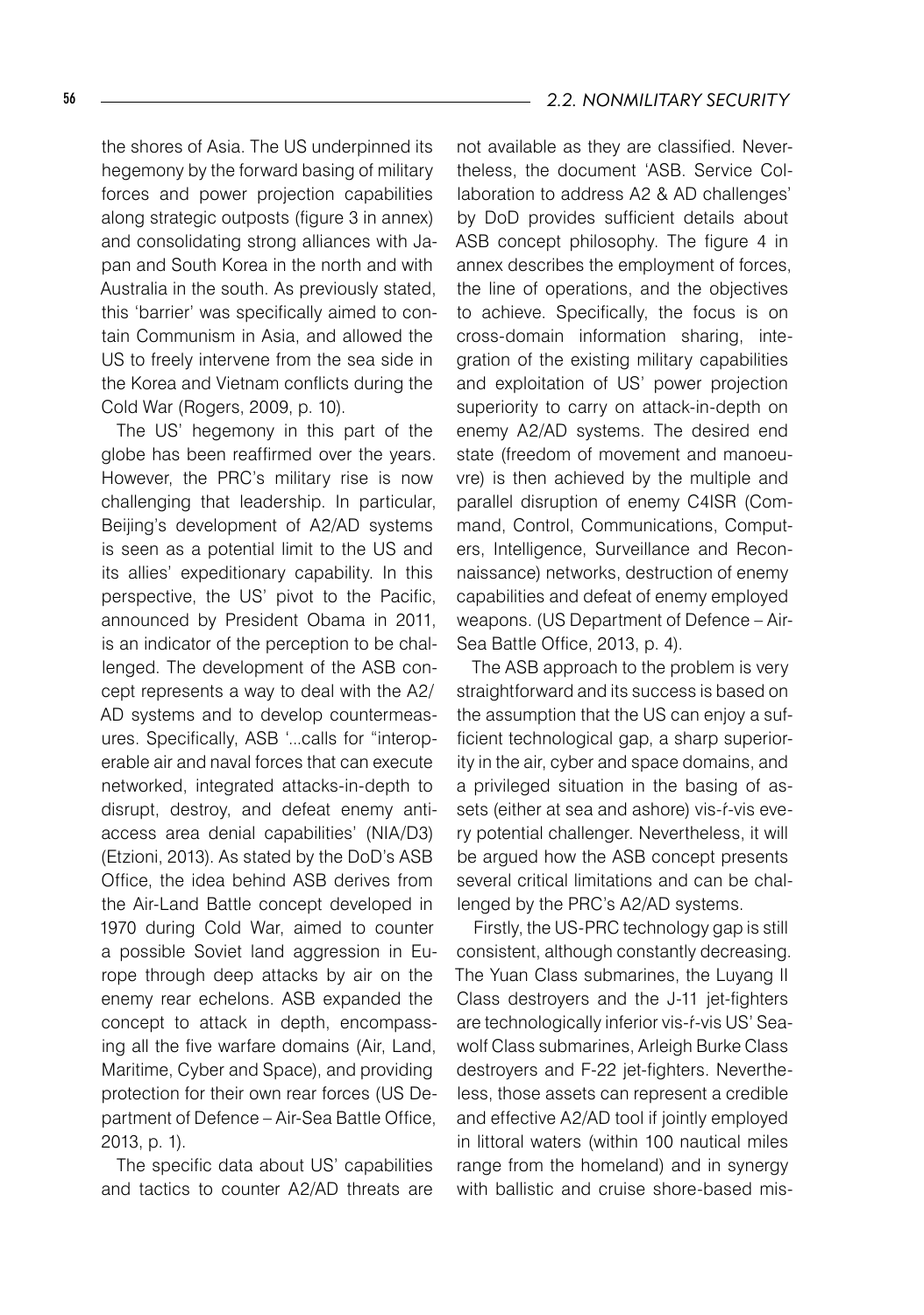the shores of Asia. The US underpinned its hegemony by the forward basing of military forces and power projection capabilities along strategic outposts (figure 3 in annex) and consolidating strong alliances with Japan and South Korea in the north and with Australia in the south. As previously stated, this 'barrier' was specifically aimed to contain Communism in Asia, and allowed the US to freely intervene from the sea side in the Korea and Vietnam conflicts during the Cold War (Rogers, 2009, p. 10).

The US' hegemony in this part of the globe has been reaffirmed over the years. However, the PRC's military rise is now challenging that leadership. In particular, Beijing's development of A2/AD systems is seen as a potential limit to the US and its allies' expeditionary capability. In this perspective, the US' pivot to the Pacific, announced by President Obama in 2011, is an indicator of the perception to be challenged. The development of the ASB concept represents a way to deal with the A2/AD systems and to develop countermeasures. Specifically, ASB '...calls for "interoperable air and naval forces that can execute networked, integrated attacks-in-depth to disrupt, destroy, and defeat enemy anti-access area denial capabilities' (NIA/D3) (Etzioni, 2013). As stated by the DoD's ASB Office, the idea behind ASB derives from the Air-Land Battle concept developed in 1970 during Cold War, aimed to counter a possible Soviet land aggression in Europe through deep attacks by air on the enemy rear echelons. ASB expanded the concept to attack in depth, encompassing all the five warfare domains (Air, Land, Maritime, Cyber and Space), and providing protection for their own rear forces (US Department of Defence – Air-Sea Battle Office, 2013, p. 1).

The specific data about US' capabilities and tactics to counter A2/AD threats are not available as they are classified. Nevertheless, the document 'ASB. Service Collaboration to address A2 & AD challenges' by DoD provides sufficient details about ASB concept philosophy. The figure 4 in annex describes the employment of forces, the line of operations, and the objectives to achieve. Specifically, the focus is on cross-domain information sharing, integration of the existing military capabilities and exploitation of US' power projection superiority to carry on attack-in-depth on enemy A2/AD systems. The desired end state (freedom of movement and manoeuvre) is then achieved by the multiple and parallel disruption of enemy C4ISR (Command, Control, Communications, Computers, Intelligence, Surveillance and Reconnaissance) networks, destruction of enemy capabilities and defeat of enemy employed weapons. (US Department of Defence – Air-Sea Battle Office, 2013, p. 4).

The ASB approach to the problem is very straightforward and its success is based on the assumption that the US can enjoy a sufficient technological gap, a sharp superiority in the air, cyber and space domains, and a privileged situation in the basing of assets (either at sea and ashore) vis-ŕ-vis every potential challenger. Nevertheless, it will be argued how the ASB concept presents several critical limitations and can be challenged by the PRC's A2/AD systems.

Firstly, the US-PRC technology gap is still consistent, although constantly decreasing. The Yuan Class submarines, the Luyang II Class destroyers and the J-11 jet-fighters are technologically inferior vis-ŕ-vis US' Seawolf Class submarines, Arleigh Burke Class destroyers and F-22 jet-fighters. Nevertheless, those assets can represent a credible and effective A2/AD tool if jointly employed in littoral waters (within 100 nautical miles range from the homeland) and in synergy with ballistic and cruise shore-based mis-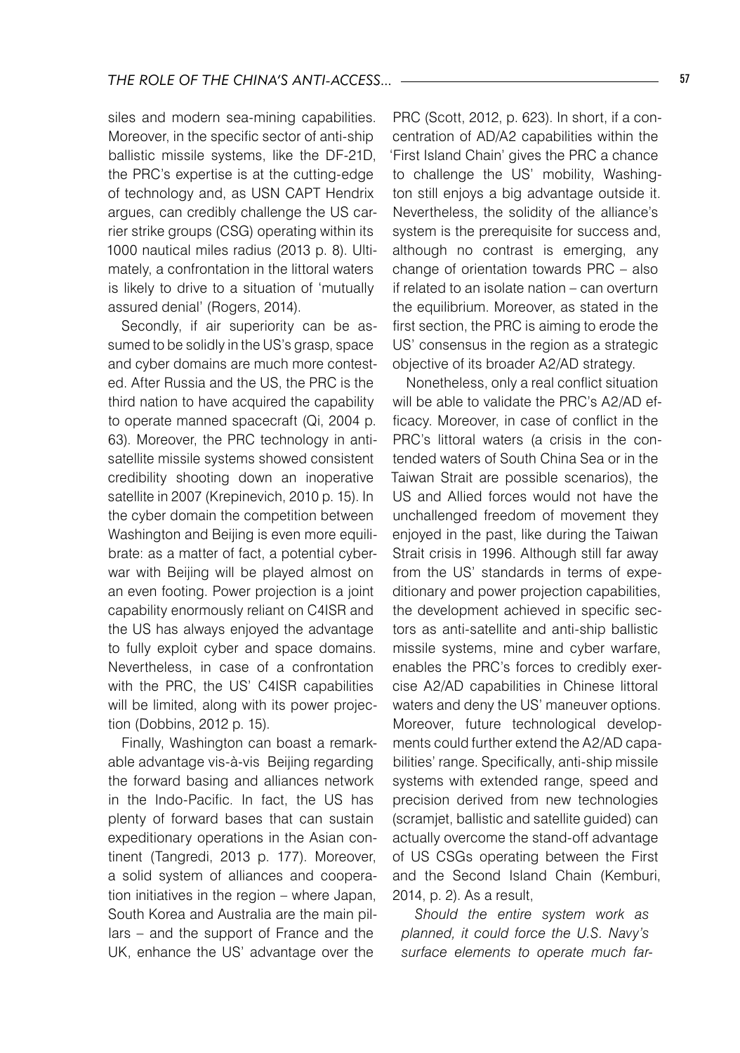siles and modern sea-mining capabilities. Moreover, in the specific sector of anti-ship ballistic missile systems, like the DF-21D, the PRC's expertise is at the cutting-edge of technology and, as USN CAPT Hendrix argues, can credibly challenge the US carrier strike groups (CSG) operating within its 1000 nautical miles radius (2013 p. 8). Ultimately, a confrontation in the littoral waters is likely to drive to a situation of 'mutually assured denial' (Rogers, 2014).

Secondly, if air superiority can be assumed to be solidly in the US's grasp, space and cyber domains are much more contested. After Russia and the US, the PRC is the third nation to have acquired the capability to operate manned spacecraft (Qi, 2004 p. 63). Moreover, the PRC technology in anti-satellite missile systems showed consistent credibility shooting down an inoperative satellite in 2007 (Krepinevich, 2010 p. 15). In the cyber domain the competition between Washington and Beijing is even more equilibrate: as a matter of fact, a potential cyber-war with Beijing will be played almost on an even footing. Power projection is a joint capability enormously reliant on C4ISR and the US has always enjoyed the advantage to fully exploit cyber and space domains. Nevertheless, in case of a confrontation with the PRC, the US' C4ISR capabilities will be limited, along with its power projection (Dobbins, 2012 p. 15).

Finally, Washington can boast a remarkable advantage vis-à-vis Beijing regarding the forward basing and alliances network in the Indo-Pacific. In fact, the US has plenty of forward bases that can sustain expeditionary operations in the Asian continent (Tangredi, 2013 p. 177). Moreover, a solid system of alliances and cooperation initiatives in the region – where Japan, South Korea and Australia are the main pillars – and the support of France and the UK, enhance the US' advantage over the PRC (Scott, 2012, p. 623). In short, if a concentration of AD/A2 capabilities within the 'First Island Chain' gives the PRC a chance to challenge the US' mobility, Washington still enjoys a big advantage outside it. Nevertheless, the solidity of the alliance's system is the prerequisite for success and, although no contrast is emerging, any change of orientation towards PRC – also if related to an isolate nation – can overturn the equilibrium. Moreover, as stated in the first section, the PRC is aiming to erode the US' consensus in the region as a strategic objective of its broader A2/AD strategy.

Nonetheless, only a real conflict situation will be able to validate the PRC's A2/AD efficacy. Moreover, in case of conflict in the PRC's littoral waters (a crisis in the contended waters of South China Sea or in the Taiwan Strait are possible scenarios), the US and Allied forces would not have the unchallenged freedom of movement they enjoyed in the past, like during the Taiwan Strait crisis in 1996. Although still far away from the US' standards in terms of expeditionary and power projection capabilities, the development achieved in specific sectors as anti-satellite and anti-ship ballistic missile systems, mine and cyber warfare, enables the PRC's forces to credibly exercise A2/AD capabilities in Chinese littoral waters and deny the US' maneuver options. Moreover, future technological developments could further extend the A2/AD capabilities' range. Specifically, anti-ship missile systems with extended range, speed and precision derived from new technologies (scramjet, ballistic and satellite guided) can actually overcome the stand-off advantage of US CSGs operating between the First and the Second Island Chain (Kemburi, 2014, p. 2). As a result,

> *Should the entire system work as planned, it could force the U.S. Navy's surface elements to operate much far-*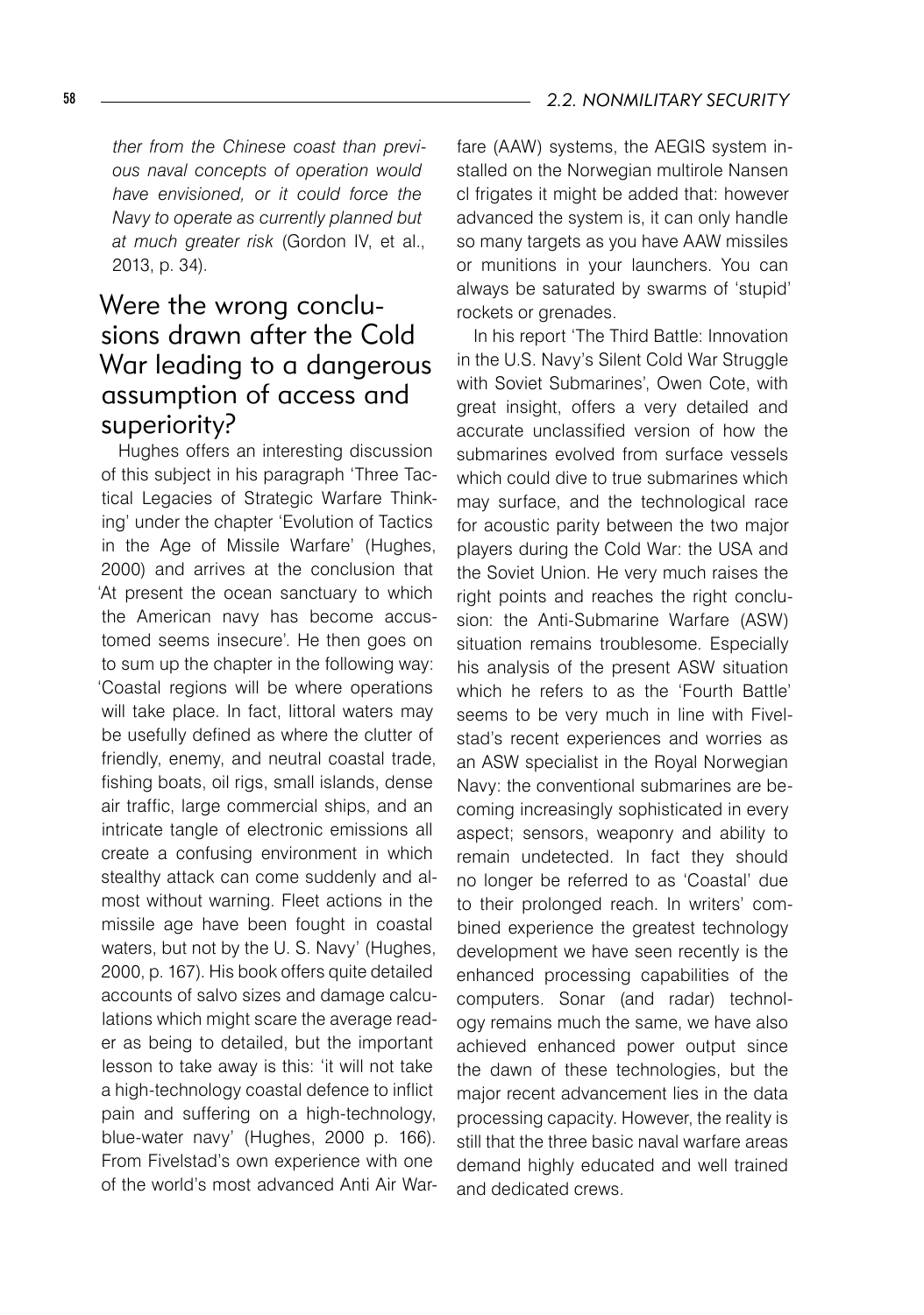*ther from the Chinese coast than previous naval concepts of operation would have envisioned, or it could force the Navy to operate as currently planned but at much greater risk* (Gordon IV, et al., 2013, p. 34).

## Were the wrong conclusions drawn after the Cold War leading to a dangerous assumption of access and superiority?

Hughes offers an interesting discussion of this subject in his paragraph 'Three Tactical Legacies of Strategic Warfare Thinking' under the chapter 'Evolution of Tactics in the Age of Missile Warfare' (Hughes, 2000) and arrives at the conclusion that 'At present the ocean sanctuary to which the American navy has become accustomed seems insecure'. He then goes on to sum up the chapter in the following way: 'Coastal regions will be where operations will take place. In fact, littoral waters may be usefully defined as where the clutter of friendly, enemy, and neutral coastal trade, fishing boats, oil rigs, small islands, dense air traffic, large commercial ships, and an intricate tangle of electronic emissions all create a confusing environment in which stealthy attack can come suddenly and almost without warning. Fleet actions in the missile age have been fought in coastal waters, but not by the U. S. Navy' (Hughes, 2000, p. 167). His book offers quite detailed accounts of salvo sizes and damage calculations which might scare the average reader as being to detailed, but the important lesson to take away is this: 'it will not take a high-technology coastal defence to inflict pain and suffering on a high-technology, blue-water navy' (Hughes, 2000 p. 166). From Fivelstad's own experience with one of the world's most advanced Anti Air Warfare (AAW) systems, the AEGIS system installed on the Norwegian multirole Nansen cl frigates it might be added that: however advanced the system is, it can only handle so many targets as you have AAW missiles or munitions in your launchers. You can always be saturated by swarms of 'stupid' rockets or grenades.

In his report 'The Third Battle: Innovation in the U.S. Navy's Silent Cold War Struggle with Soviet Submarines', Owen Cote, with great insight, offers a very detailed and accurate unclassified version of how the submarines evolved from surface vessels which could dive to true submarines which may surface, and the technological race for acoustic parity between the two major players during the Cold War: the USA and the Soviet Union. He very much raises the right points and reaches the right conclusion: the Anti-Submarine Warfare (ASW) situation remains troublesome. Especially his analysis of the present ASW situation which he refers to as the 'Fourth Battle' seems to be very much in line with Fivelstad's recent experiences and worries as an ASW specialist in the Royal Norwegian Navy: the conventional submarines are becoming increasingly sophisticated in every aspect; sensors, weaponry and ability to remain undetected. In fact they should no longer be referred to as 'Coastal' due to their prolonged reach. In writers' combined experience the greatest technology development we have seen recently is the enhanced processing capabilities of the computers. Sonar (and radar) technology remains much the same, we have also achieved enhanced power output since the dawn of these technologies, but the major recent advancement lies in the data processing capacity. However, the reality is still that the three basic naval warfare areas demand highly educated and well trained and dedicated crews.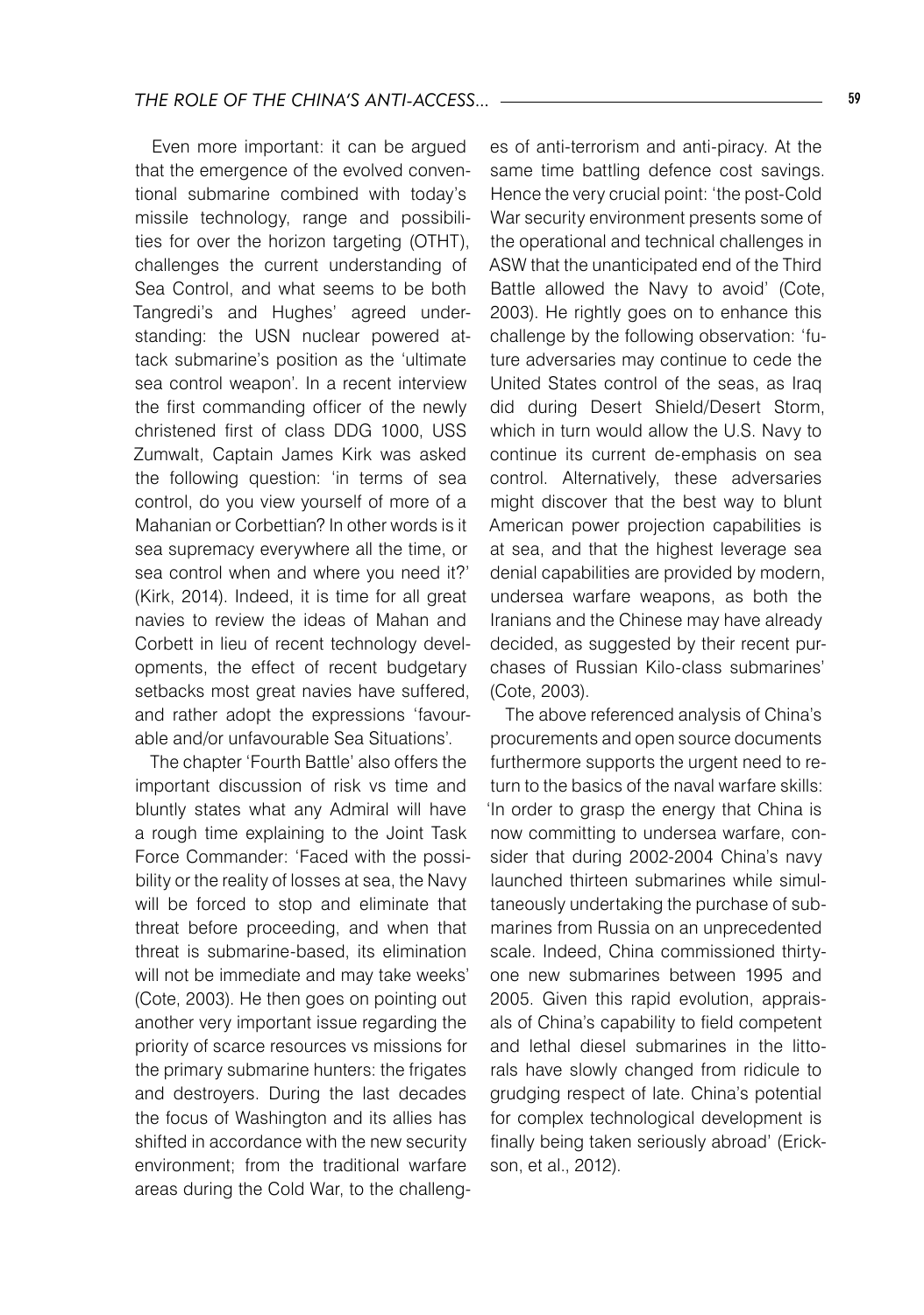Even more important: it can be argued that the emergence of the evolved conventional submarine combined with today's missile technology, range and possibilities for over the horizon targeting (OTHT), challenges the current understanding of Sea Control, and what seems to be both Tangredi's and Hughes' agreed understanding: the USN nuclear powered attack submarine's position as the 'ultimate sea control weapon'. In a recent interview the first commanding officer of the newly christened first of class DDG 1000, USS Zumwalt, Captain James Kirk was asked the following question: 'in terms of sea control, do you view yourself of more of a Mahanian or Corbettian? In other words is it sea supremacy everywhere all the time, or sea control when and where you need it?' (Kirk, 2014). Indeed, it is time for all great navies to review the ideas of Mahan and Corbett in lieu of recent technology developments, the effect of recent budgetary setbacks most great navies have suffered, and rather adopt the expressions 'favourable and/or unfavourable Sea Situations'.

The chapter 'Fourth Battle' also offers the important discussion of risk vs time and bluntly states what any Admiral will have a rough time explaining to the Joint Task Force Commander: 'Faced with the possibility or the reality of losses at sea, the Navy will be forced to stop and eliminate that threat before proceeding, and when that threat is submarine-based, its elimination will not be immediate and may take weeks' (Cote, 2003). He then goes on pointing out another very important issue regarding the priority of scarce resources vs missions for the primary submarine hunters: the frigates and destroyers. During the last decades the focus of Washington and its allies has shifted in accordance with the new security environment; from the traditional warfare areas during the Cold War, to the challenges of anti-terrorism and anti-piracy. At the same time battling defence cost savings. Hence the very crucial point: 'the post-Cold War security environment presents some of the operational and technical challenges in ASW that the unanticipated end of the Third Battle allowed the Navy to avoid' (Cote, 2003). He rightly goes on to enhance this challenge by the following observation: 'future adversaries may continue to cede the United States control of the seas, as Iraq did during Desert Shield/Desert Storm, which in turn would allow the U.S. Navy to continue its current de-emphasis on sea control. Alternatively, these adversaries might discover that the best way to blunt American power projection capabilities is at sea, and that the highest leverage sea denial capabilities are provided by modern, undersea warfare weapons, as both the Iranians and the Chinese may have already decided, as suggested by their recent purchases of Russian Kilo-class submarines' (Cote, 2003).

The above referenced analysis of China's procurements and open source documents furthermore supports the urgent need to return to the basics of the naval warfare skills: 'In order to grasp the energy that China is now committing to undersea warfare, consider that during 2002-2004 China's navy launched thirteen submarines while simultaneously undertaking the purchase of submarines from Russia on an unprecedented scale. Indeed, China commissioned thirty-one new submarines between 1995 and 2005. Given this rapid evolution, appraisals of China's capability to field competent and lethal diesel submarines in the littorals have slowly changed from ridicule to grudging respect of late. China's potential for complex technological development is finally being taken seriously abroad' (Erickson, et al., 2012).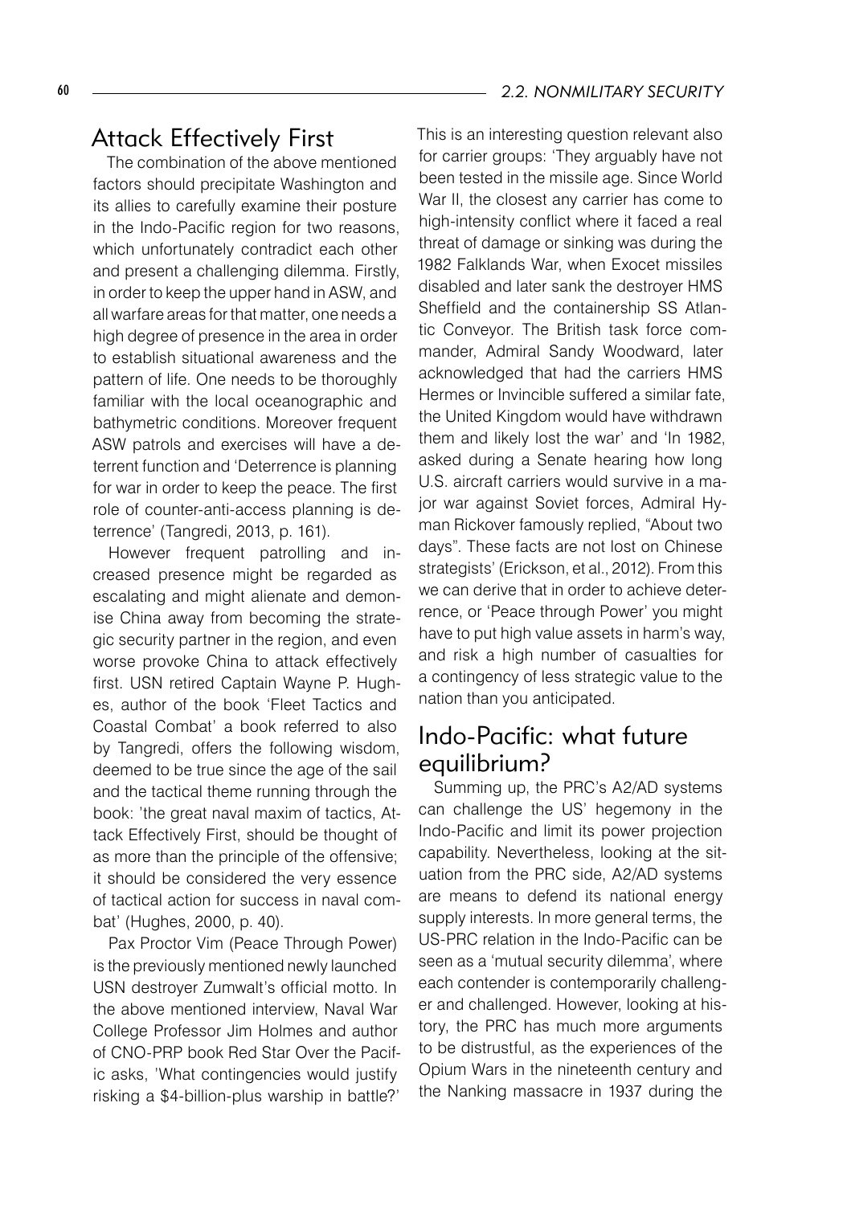## Attack Effectively First

The combination of the above mentioned factors should precipitate Washington and its allies to carefully examine their posture in the Indo-Pacific region for two reasons, which unfortunately contradict each other and present a challenging dilemma. Firstly, in order to keep the upper hand in ASW, and all warfare areas for that matter, one needs a high degree of presence in the area in order to establish situational awareness and the pattern of life. One needs to be thoroughly familiar with the local oceanographic and bathymetric conditions. Moreover frequent ASW patrols and exercises will have a deterrent function and 'Deterrence is planning for war in order to keep the peace. The first role of counter-anti-access planning is deterrence' (Tangredi, 2013, p. 161).

However frequent patrolling and increased presence might be regarded as escalating and might alienate and demonise China away from becoming the strategic security partner in the region, and even worse provoke China to attack effectively first. USN retired Captain Wayne P. Hughes, author of the book 'Fleet Tactics and Coastal Combat' a book referred to also by Tangredi, offers the following wisdom, deemed to be true since the age of the sail and the tactical theme running through the book: 'the great naval maxim of tactics, Attack Effectively First, should be thought of as more than the principle of the offensive; it should be considered the very essence of tactical action for success in naval combat' (Hughes, 2000, p. 40).

Pax Proctor Vim (Peace Through Power) is the previously mentioned newly launched USN destroyer Zumwalt's official motto. In the above mentioned interview, Naval War College Professor Jim Holmes and author of CNO-PRP book Red Star Over the Pacific asks, 'What contingencies would justify risking a $4-billion-plus warship in battle?' This is an interesting question relevant also for carrier groups: 'They arguably have not been tested in the missile age. Since World War II, the closest any carrier has come to high-intensity conflict where it faced a real threat of damage or sinking was during the 1982 Falklands War, when Exocet missiles disabled and later sank the destroyer HMS Sheffield and the containership SS Atlantic Conveyor. The British task force commander, Admiral Sandy Woodward, later acknowledged that had the carriers HMS Hermes or Invincible suffered a similar fate, the United Kingdom would have withdrawn them and likely lost the war' and 'In 1982, asked during a Senate hearing how long U.S. aircraft carriers would survive in a major war against Soviet forces, Admiral Hyman Rickover famously replied, "About two days". These facts are not lost on Chinese strategists' (Erickson, et al., 2012). From this we can derive that in order to achieve deterrence, or 'Peace through Power' you might have to put high value assets in harm's way, and risk a high number of casualties for a contingency of less strategic value to the nation than you anticipated.

## Indo-Pacific: what future equilibrium?

Summing up, the PRC's A2/AD systems can challenge the US' hegemony in the Indo-Pacific and limit its power projection capability. Nevertheless, looking at the situation from the PRC side, A2/AD systems are means to defend its national energy supply interests. In more general terms, the US-PRC relation in the Indo-Pacific can be seen as a 'mutual security dilemma', where each contender is contemporarily challenger and challenged. However, looking at history, the PRC has much more arguments to be distrustful, as the experiences of the Opium Wars in the nineteenth century and the Nanking massacre in 1937 during the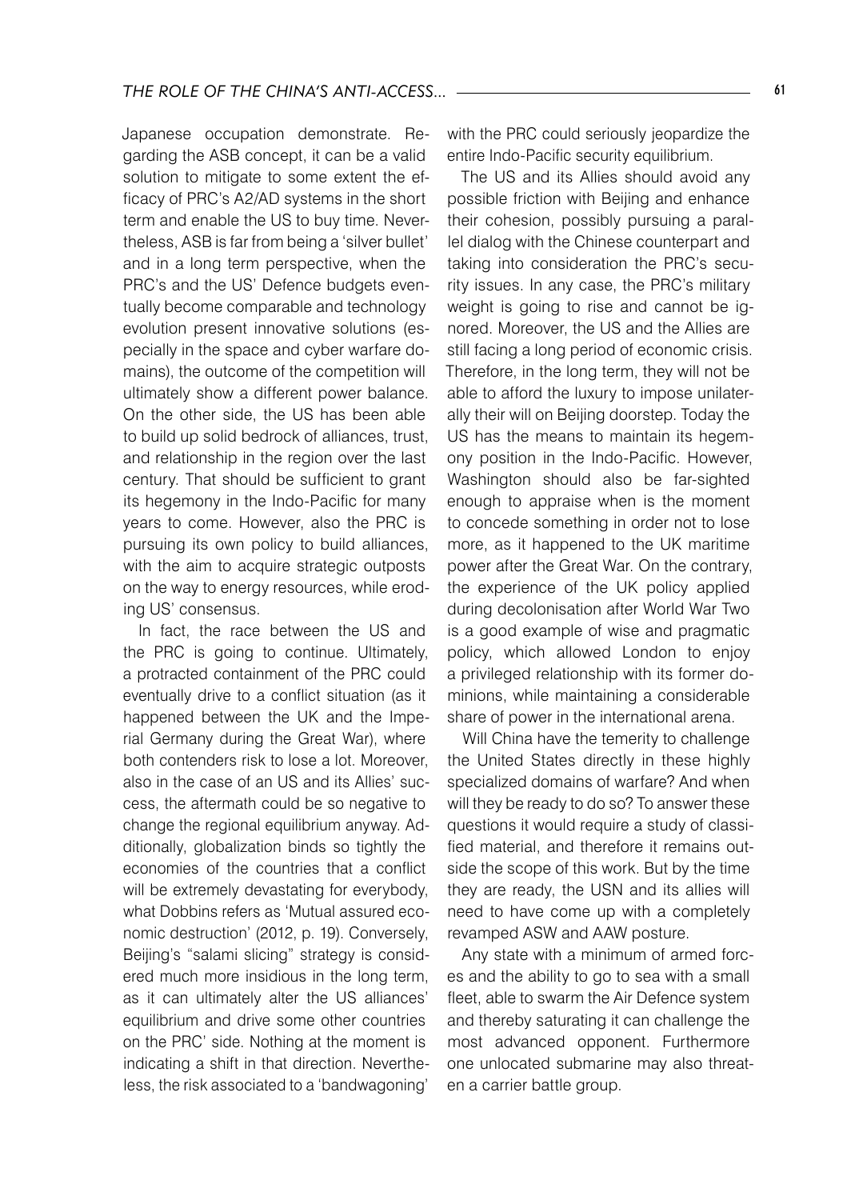Japanese occupation demonstrate. Regarding the ASB concept, it can be a valid solution to mitigate to some extent the efficacy of PRC's A2/AD systems in the short term and enable the US to buy time. Nevertheless, ASB is far from being a 'silver bullet' and in a long term perspective, when the PRC's and the US' Defence budgets eventually become comparable and technology evolution present innovative solutions (especially in the space and cyber warfare domains), the outcome of the competition will ultimately show a different power balance. On the other side, the US has been able to build up solid bedrock of alliances, trust, and relationship in the region over the last century. That should be sufficient to grant its hegemony in the Indo-Pacific for many years to come. However, also the PRC is pursuing its own policy to build alliances, with the aim to acquire strategic outposts on the way to energy resources, while eroding US' consensus.

In fact, the race between the US and the PRC is going to continue. Ultimately, a protracted containment of the PRC could eventually drive to a conflict situation (as it happened between the UK and the Imperial Germany during the Great War), where both contenders risk to lose a lot. Moreover, also in the case of an US and its Allies' success, the aftermath could be so negative to change the regional equilibrium anyway. Additionally, globalization binds so tightly the economies of the countries that a conflict will be extremely devastating for everybody, what Dobbins refers as 'Mutual assured economic destruction' (2012, p. 19). Conversely, Beijing's "salami slicing" strategy is considered much more insidious in the long term, as it can ultimately alter the US alliances' equilibrium and drive some other countries on the PRC' side. Nothing at the moment is indicating a shift in that direction. Nevertheless, the risk associated to a 'bandwagoning' with the PRC could seriously jeopardize the entire Indo-Pacific security equilibrium.

The US and its Allies should avoid any possible friction with Beijing and enhance their cohesion, possibly pursuing a parallel dialog with the Chinese counterpart and taking into consideration the PRC's security issues. In any case, the PRC's military weight is going to rise and cannot be ignored. Moreover, the US and the Allies are still facing a long period of economic crisis. Therefore, in the long term, they will not be able to afford the luxury to impose unilaterally their will on Beijing doorstep. Today the US has the means to maintain its hegemony position in the Indo-Pacific. However, Washington should also be far-sighted enough to appraise when is the moment to concede something in order not to lose more, as it happened to the UK maritime power after the Great War. On the contrary, the experience of the UK policy applied during decolonisation after World War Two is a good example of wise and pragmatic policy, which allowed London to enjoy a privileged relationship with its former dominions, while maintaining a considerable share of power in the international arena.

Will China have the temerity to challenge the United States directly in these highly specialized domains of warfare? And when will they be ready to do so? To answer these questions it would require a study of classified material, and therefore it remains outside the scope of this work. But by the time they are ready, the USN and its allies will need to have come up with a completely revamped ASW and AAW posture.

Any state with a minimum of armed forces and the ability to go to sea with a small fleet, able to swarm the Air Defence system and thereby saturating it can challenge the most advanced opponent. Furthermore one unlocated submarine may also threaten a carrier battle group.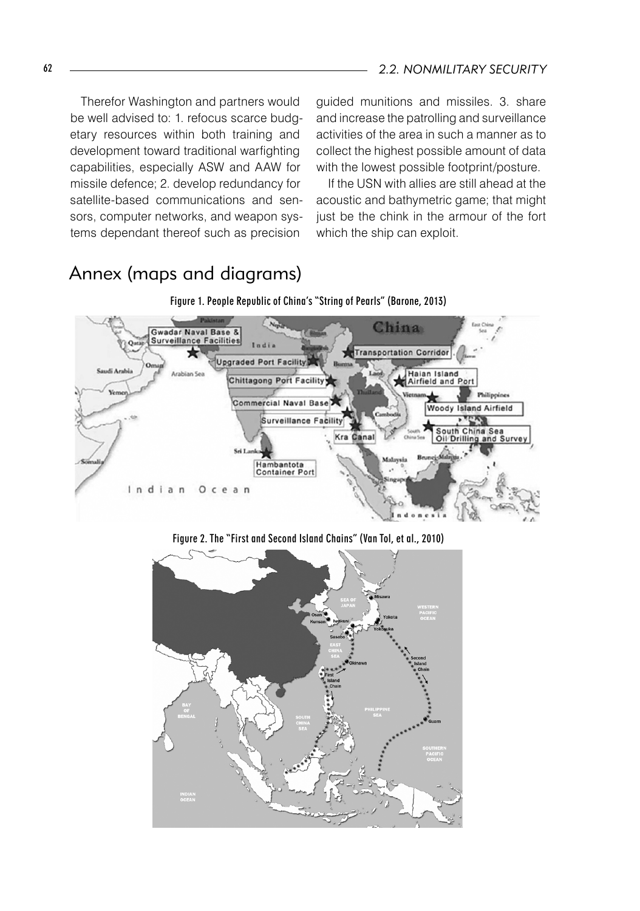Therefor Washington and partners would be well advised to: 1. refocus scarce budgetary resources within both training and development toward traditional warfighting capabilities, especially ASW and AAW for missile defence; 2. develop redundancy for satellite-based communications and sensors, computer networks, and weapon systems dependant thereof such as precision guided munitions and missiles. 3. share and increase the patrolling and surveillance activities of the area in such a manner as to collect the highest possible amount of data with the lowest possible footprint/posture.

If the USN with allies are still ahead at the acoustic and bathymetric game; that might just be the chink in the armour of the fort which the ship can exploit.

# Annex (maps and diagrams)

Figure 1. People Republic of China's "String of Pearls" (Barone, 2013)

Figure 2. The "First and Second Island Chains" (Van Tol, et al., 2010)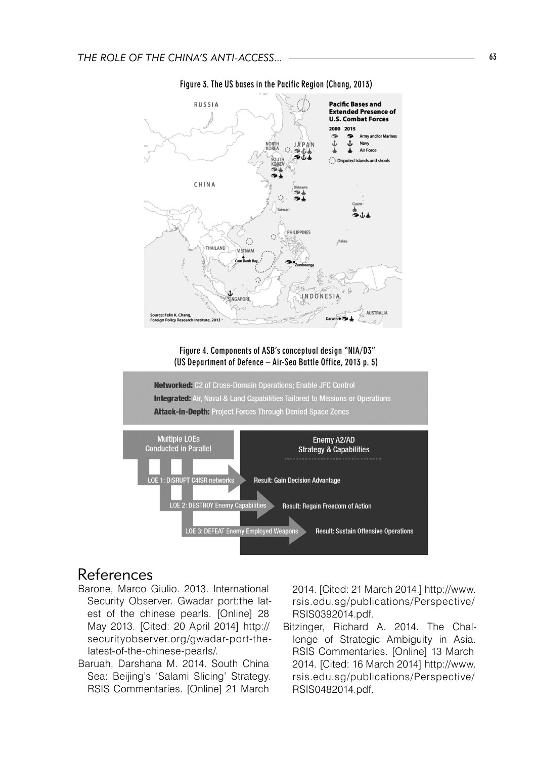Figure 3. The US bases in the Pacific Region (Chang, 2013)

Figure 4. Components of ASB's conceptual design "NIA/D3" (US Department of Defence – Air-Sea Battle Office, 2013 p. 5)

## References

Barone, Marco Giulio. 2013. International Security Observer. Gwadar port:the latest of the chinese pearls. [Online] 28 May 2013. [Cited: 20 April 2014] http://securityobserver.org/gwadar-port-the-latest-of-the-chinese-pearls/.

Baruah, Darshana M. 2014. South China Sea: Beijing's 'Salami Slicing' Strategy. RSIS Commentaries. [Online] 21 March 2014. [Cited: 21 March 2014.] http://www.rsis.edu.sg/publications/Perspective/RSIS0392014.pdf.

Bitzinger, Richard A. 2014. The Challenge of Strategic Ambiguity in Asia. RSIS Commentaries. [Online] 13 March 2014. [Cited: 16 March 2014] http://www.rsis.edu.sg/publications/Perspective/RSIS0482014.pdf.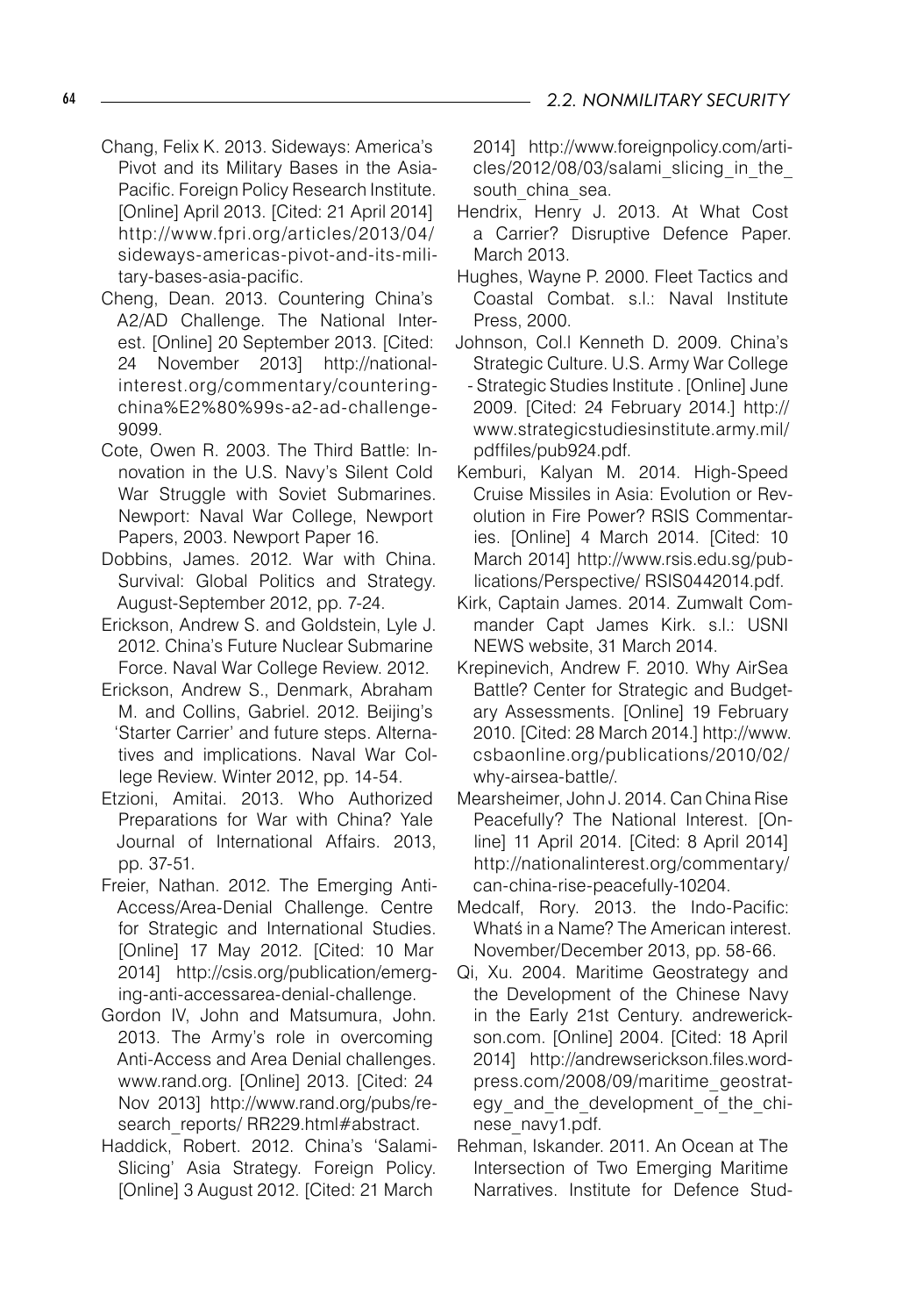Chang, Felix K. 2013. Sideways: America's Pivot and its Military Bases in the Asia-Pacific. Foreign Policy Research Institute. [Online] April 2013. [Cited: 21 April 2014] http://www.fpri.org/articles/2013/04/sideways-americas-pivot-and-its-military-bases-asia-pacific.

Cheng, Dean. 2013. Countering China's A2/AD Challenge. The National Interest. [Online] 20 September 2013. [Cited: 24 November 2013] http://nationalinterest.org/commentary/countering-china%E2%80%99s-a2-ad-challenge-9099.

Cote, Owen R. 2003. The Third Battle: Innovation in the U.S. Navy's Silent Cold War Struggle with Soviet Submarines. Newport: Naval War College, Newport Papers, 2003. Newport Paper 16.

Dobbins, James. 2012. War with China. Survival: Global Politics and Strategy. August-September 2012, pp. 7-24.

Erickson, Andrew S. and Goldstein, Lyle J. 2012. China's Future Nuclear Submarine Force. Naval War College Review. 2012.

Erickson, Andrew S., Denmark, Abraham M. and Collins, Gabriel. 2012. Beijing's 'Starter Carrier' and future steps. Alternatives and implications. Naval War College Review. Winter 2012, pp. 14-54.

Etzioni, Amitai. 2013. Who Authorized Preparations for War with China? Yale Journal of International Affairs. 2013, pp. 37-51.

Freier, Nathan. 2012. The Emerging Anti-Access/Area-Denial Challenge. Centre for Strategic and International Studies. [Online] 17 May 2012. [Cited: 10 Mar 2014] http://csis.org/publication/emerging-anti-accessarea-denial-challenge.

Gordon IV, John and Matsumura, John. 2013. The Army's role in overcoming Anti-Access and Area Denial challenges. www.rand.org. [Online] 2013. [Cited: 24 Nov 2013] http://www.rand.org/pubs/research_reports/ RR229.html#abstract.

Haddick, Robert. 2012. China's 'Salami-Slicing' Asia Strategy. Foreign Policy. [Online] 3 August 2012. [Cited: 21 March 2014] http://www.foreignpolicy.com/articles/2012/08/03/salami_slicing_in_the_south_china_sea.

Hendrix, Henry J. 2013. At What Cost a Carrier? Disruptive Defence Paper. March 2013.

Hughes, Wayne P. 2000. Fleet Tactics and Coastal Combat. s.l.: Naval Institute Press, 2000.

Johnson, Col.l Kenneth D. 2009. China's Strategic Culture. U.S. Army War College - Strategic Studies Institute . [Online] June 2009. [Cited: 24 February 2014.] http://www.strategicstudiesinstitute.army.mil/pdffiles/pub924.pdf.

Kemburi, Kalyan M. 2014. High-Speed Cruise Missiles in Asia: Evolution or Revolution in Fire Power? RSIS Commentaries. [Online] 4 March 2014. [Cited: 10 March 2014] http://www.rsis.edu.sg/publications/Perspective/ RSIS0442014.pdf.

Kirk, Captain James. 2014. Zumwalt Commander Capt James Kirk. s.l.: USNI NEWS website, 31 March 2014.

Krepinevich, Andrew F. 2010. Why AirSea Battle? Center for Strategic and Budgetary Assessments. [Online] 19 February 2010. [Cited: 28 March 2014.] http://www.csbaonline.org/publications/2010/02/why-airsea-battle/.

Mearsheimer, John J. 2014. Can China Rise Peacefully? The National Interest. [Online] 11 April 2014. [Cited: 8 April 2014] http://nationalinterest.org/commentary/can-china-rise-peacefully-10204.

Medcalf, Rory. 2013. the Indo-Pacific: Whatś in a Name? The American interest. November/December 2013, pp. 58-66.

Qi, Xu. 2004. Maritime Geostrategy and the Development of the Chinese Navy in the Early 21st Century. andrewerickson.com. [Online] 2004. [Cited: 18 April 2014] http://andrewserickson.files.wordpress.com/2008/09/maritime_geostrategy_and_the_development_of_the_chinese_navy1.pdf.

Rehman, Iskander. 2011. An Ocean at The Intersection of Two Emerging Maritime Narratives. Institute for Defence Stud-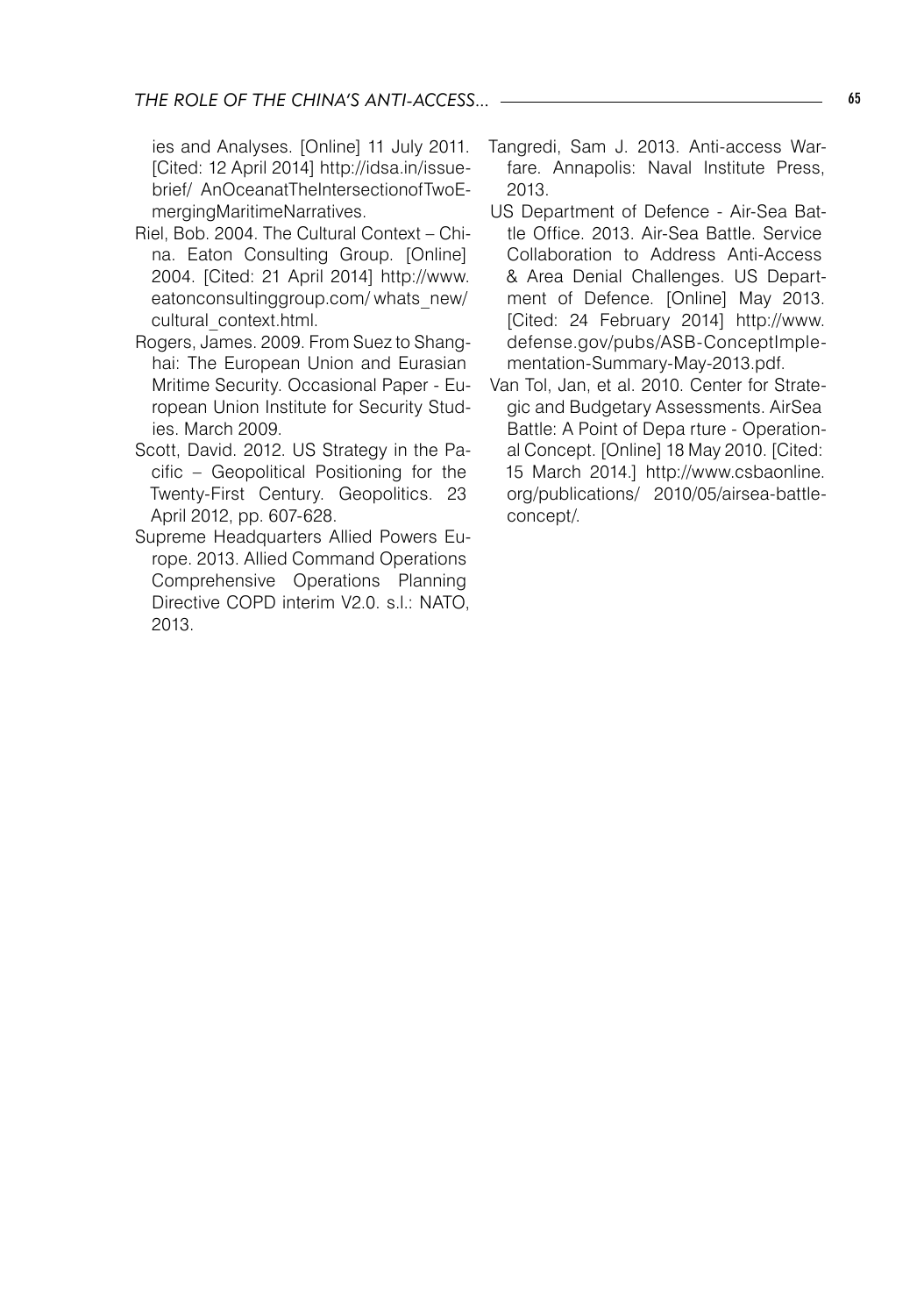ies and Analyses. [Online] 11 July 2011. [Cited: 12 April 2014] http://idsa.in/issuebrief/ AnOceanatTheIntersectionofTwoEmergingMaritimeNarratives.

Riel, Bob. 2004. The Cultural Context – China. Eaton Consulting Group. [Online] 2004. [Cited: 21 April 2014] http://www.eatonconsultinggroup.com/ whats_new/ cultural_context.html.

Rogers, James. 2009. From Suez to Shanghai: The European Union and Eurasian Mritime Security. Occasional Paper - European Union Institute for Security Studies. March 2009.

Scott, David. 2012. US Strategy in the Pacific – Geopolitical Positioning for the Twenty-First Century. Geopolitics. 23 April 2012, pp. 607-628.

Supreme Headquarters Allied Powers Europe. 2013. Allied Command Operations Comprehensive Operations Planning Directive COPD interim V2.0. s.l.: NATO, 2013.

Tangredi, Sam J. 2013. Anti-access Warfare. Annapolis: Naval Institute Press, 2013.

US Department of Defence - Air-Sea Battle Office. 2013. Air-Sea Battle. Service Collaboration to Address Anti-Access & Area Denial Challenges. US Department of Defence. [Online] May 2013. [Cited: 24 February 2014] http://www.defense.gov/pubs/ASB-ConceptImplementation-Summary-May-2013.pdf.

Van Tol, Jan, et al. 2010. Center for Strategic and Budgetary Assessments. AirSea Battle: A Point of Depa rture - Operational Concept. [Online] 18 May 2010. [Cited: 15 March 2014.] http://www.csbaonline.org/publications/ 2010/05/airsea-battle-concept/.